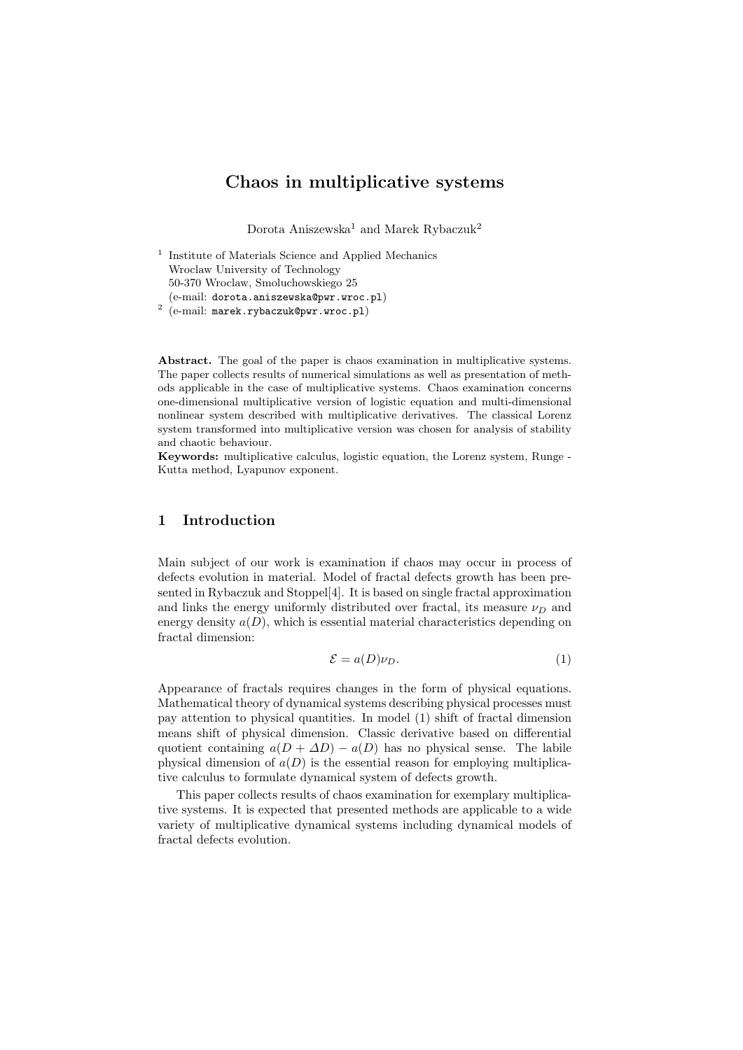# Chaos in multiplicative systems

Dorota Aniszewska[1] and Marek Rybaczuk[2]

[1] Institute of Materials Science and Applied Mechanics
Wroclaw University of Technology
50-370 Wroclaw, Smoluchowskiego 25
(e-mail: `dorota.aniszewska@pwr.wroc.pl`)

[2] (e-mail: `marek.rybaczuk@pwr.wroc.pl`)

**Abstract.** The goal of the paper is chaos examination in multiplicative systems. The paper collects results of numerical simulations as well as presentation of methods applicable in the case of multiplicative systems. Chaos examination concerns one-dimensional multiplicative version of logistic equation and multi-dimensional nonlinear system described with multiplicative derivatives. The classical Lorenz system transformed into multiplicative version was chosen for analysis of stability and chaotic behaviour.

**Keywords:** multiplicative calculus, logistic equation, the Lorenz system, Runge - Kutta method, Lyapunov exponent.

## 1 Introduction

Main subject of our work is examination if chaos may occur in process of defects evolution in material. Model of fractal defects growth has been presented in Rybaczuk and Stoppel[4]. It is based on single fractal approximation and links the energy uniformly distributed over fractal, its measure $\nu_D$ and energy density $a(D)$, which is essential material characteristics depending on fractal dimension:

$$\mathcal{E} = a(D)\nu_D. \tag{1}$$

Appearance of fractals requires changes in the form of physical equations. Mathematical theory of dynamical systems describing physical processes must pay attention to physical quantities. In model (1) shift of fractal dimension means shift of physical dimension. Classic derivative based on differential quotient containing $a(D + \Delta D) - a(D)$ has no physical sense. The labile physical dimension of $a(D)$ is the essential reason for employing multiplicative calculus to formulate dynamical system of defects growth.

This paper collects results of chaos examination for exemplary multiplicative systems. It is expected that presented methods are applicable to a wide variety of multiplicative dynamical systems including dynamical models of fractal defects evolution.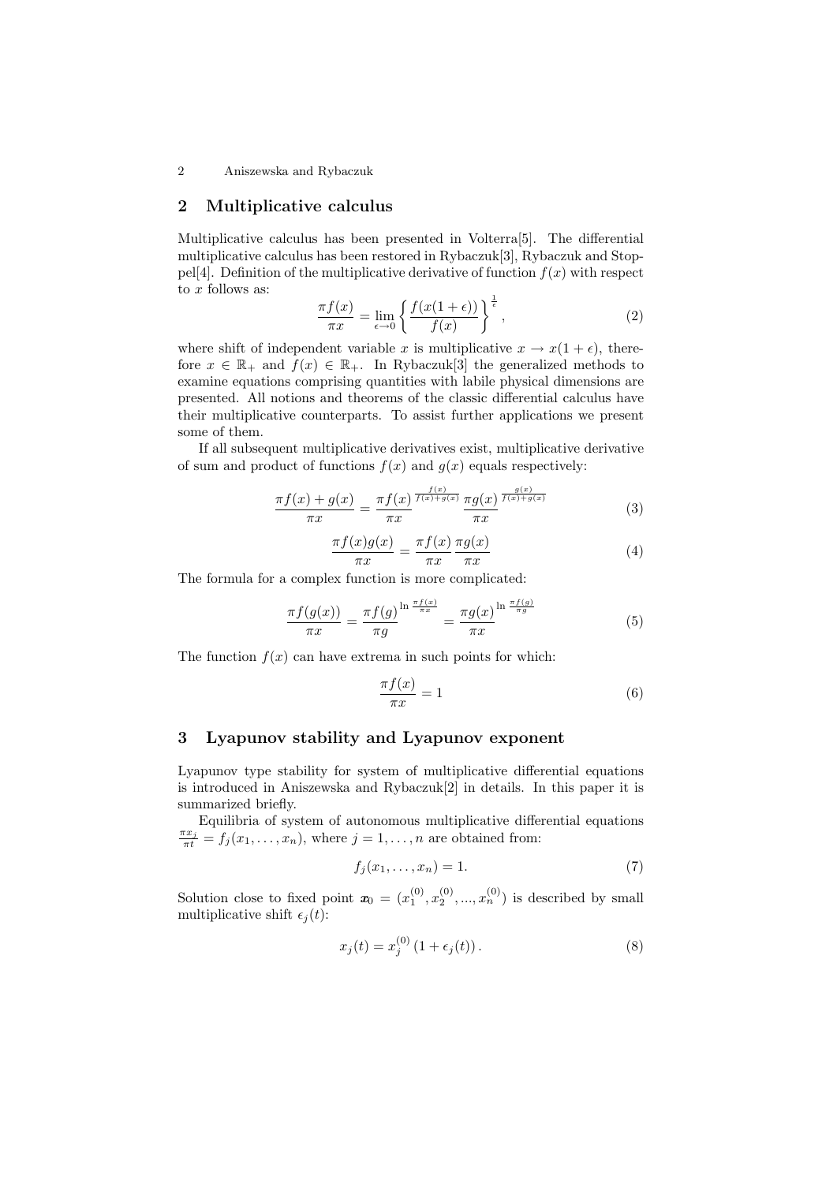## 2 Multiplicative calculus

Multiplicative calculus has been presented in Volterra[5]. The differential multiplicative calculus has been restored in Rybaczuk[3], Rybaczuk and Stoppel[4]. Definition of the multiplicative derivative of function $f(x)$ with respect to $x$ follows as:

$$\frac{\pi f(x)}{\pi x} = \lim_{\epsilon \to 0} \left\{ \frac{f(x(1+\epsilon))}{f(x)} \right\}^{\frac{1}{\epsilon}}, \tag{2}$$

where shift of independent variable $x$ is multiplicative $x \to x(1+\epsilon)$, therefore $x \in \mathbb{R}_+$ and $f(x) \in \mathbb{R}_+$. In Rybaczuk[3] the generalized methods to examine equations comprising quantities with labile physical dimensions are presented. All notions and theorems of the classic differential calculus have their multiplicative counterparts. To assist further applications we present some of them.

If all subsequent multiplicative derivatives exist, multiplicative derivative of sum and product of functions $f(x)$ and $g(x)$ equals respectively:

$$\frac{\pi f(x) + g(x)}{\pi x} = \frac{\pi f(x)}{\pi x}^{\frac{f(x)}{f(x)+g(x)}} \frac{\pi g(x)}{\pi x}^{\frac{g(x)}{f(x)+g(x)}} \tag{3}$$

$$\frac{\pi f(x) g(x)}{\pi x} = \frac{\pi f(x)}{\pi x} \frac{\pi g(x)}{\pi x} \tag{4}$$

The formula for a complex function is more complicated:

$$\frac{\pi f(g(x))}{\pi x} = \frac{\pi f(g)}{\pi g}^{\ln \frac{\pi f(x)}{\pi x}} = \frac{\pi g(x)}{\pi x}^{\ln \frac{\pi f(g)}{\pi g}} \tag{5}$$

The function $f(x)$ can have extrema in such points for which:

$$\frac{\pi f(x)}{\pi x} = 1 \tag{6}$$

## 3 Lyapunov stability and Lyapunov exponent

Lyapunov type stability for system of multiplicative differential equations is introduced in Aniszewska and Rybaczuk[2] in details. In this paper it is summarized briefly.

Equilibria of system of autonomous multiplicative differential equations $\frac{\pi x_j}{\pi t} = f_j(x_1, \ldots, x_n)$, where $j = 1, \ldots, n$ are obtained from:

$$f_j(x_1, \ldots, x_n) = 1. \tag{7}$$

Solution close to fixed point $\boldsymbol{x}_0 = (x_1^{(0)}, x_2^{(0)}, ..., x_n^{(0)})$ is described by small multiplicative shift $\epsilon_j(t)$:

$$x_j(t) = x_j^{(0)} \left(1 + \epsilon_j(t)\right). \tag{8}$$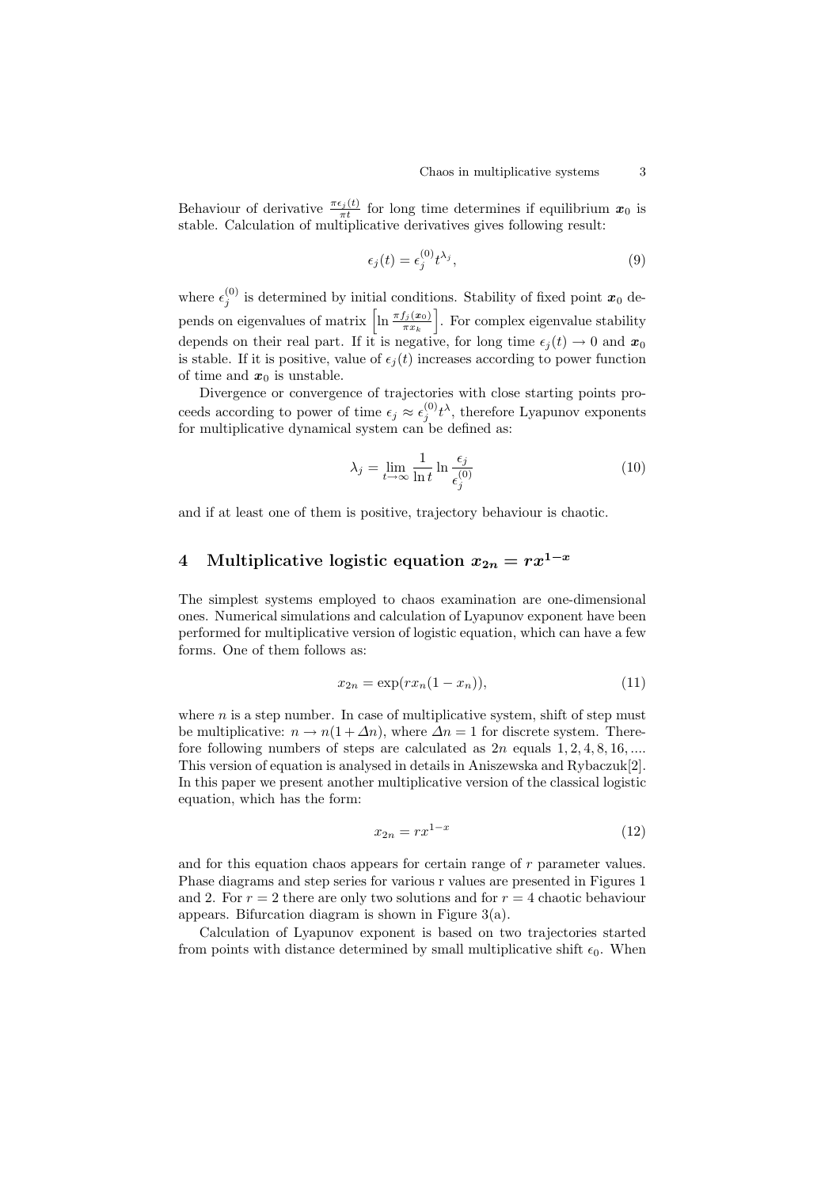Behaviour of derivative $\frac{\pi \epsilon_j(t)}{\pi t}$ for long time determines if equilibrium $\boldsymbol{x}_0$ is stable. Calculation of multiplicative derivatives gives following result:

$$\epsilon_j(t) = \epsilon_j^{(0)} t^{\lambda_j}, \tag{9}$$

where $\epsilon_j^{(0)}$ is determined by initial conditions. Stability of fixed point $\boldsymbol{x}_0$ depends on eigenvalues of matrix $\left[\ln \frac{\pi f_j(\boldsymbol{x}_0)}{\pi x_k}\right]$. For complex eigenvalue stability depends on their real part. If it is negative, for long time $\epsilon_j(t) \to 0$ and $\boldsymbol{x}_0$ is stable. If it is positive, value of $\epsilon_j(t)$ increases according to power function of time and $\boldsymbol{x}_0$ is unstable.

Divergence or convergence of trajectories with close starting points proceeds according to power of time $\epsilon_j \approx \epsilon_j^{(0)} t^{\lambda}$, therefore Lyapunov exponents for multiplicative dynamical system can be defined as:

$$\lambda_j = \lim_{t \to \infty} \frac{1}{\ln t} \ln \frac{\epsilon_j}{\epsilon_j^{(0)}} \tag{10}$$

and if at least one of them is positive, trajectory behaviour is chaotic.

## 4 Multiplicative logistic equation $x_{2n} = rx^{1-x}$

The simplest systems employed to chaos examination are one-dimensional ones. Numerical simulations and calculation of Lyapunov exponent have been performed for multiplicative version of logistic equation, which can have a few forms. One of them follows as:

$$x_{2n} = \exp(rx_n(1 - x_n)), \tag{11}$$

where $n$ is a step number. In case of multiplicative system, shift of step must be multiplicative: $n \to n(1 + \Delta n)$, where $\Delta n = 1$ for discrete system. Therefore following numbers of steps are calculated as $2n$ equals $1, 2, 4, 8, 16, \ldots$. This version of equation is analysed in details in Aniszewska and Rybaczuk[2]. In this paper we present another multiplicative version of the classical logistic equation, which has the form:

$$x_{2n} = rx^{1-x} \tag{12}$$

and for this equation chaos appears for certain range of $r$ parameter values. Phase diagrams and step series for various r values are presented in Figures 1 and 2. For $r = 2$ there are only two solutions and for $r = 4$ chaotic behaviour appears. Bifurcation diagram is shown in Figure 3(a).

Calculation of Lyapunov exponent is based on two trajectories started from points with distance determined by small multiplicative shift $\epsilon_0$. When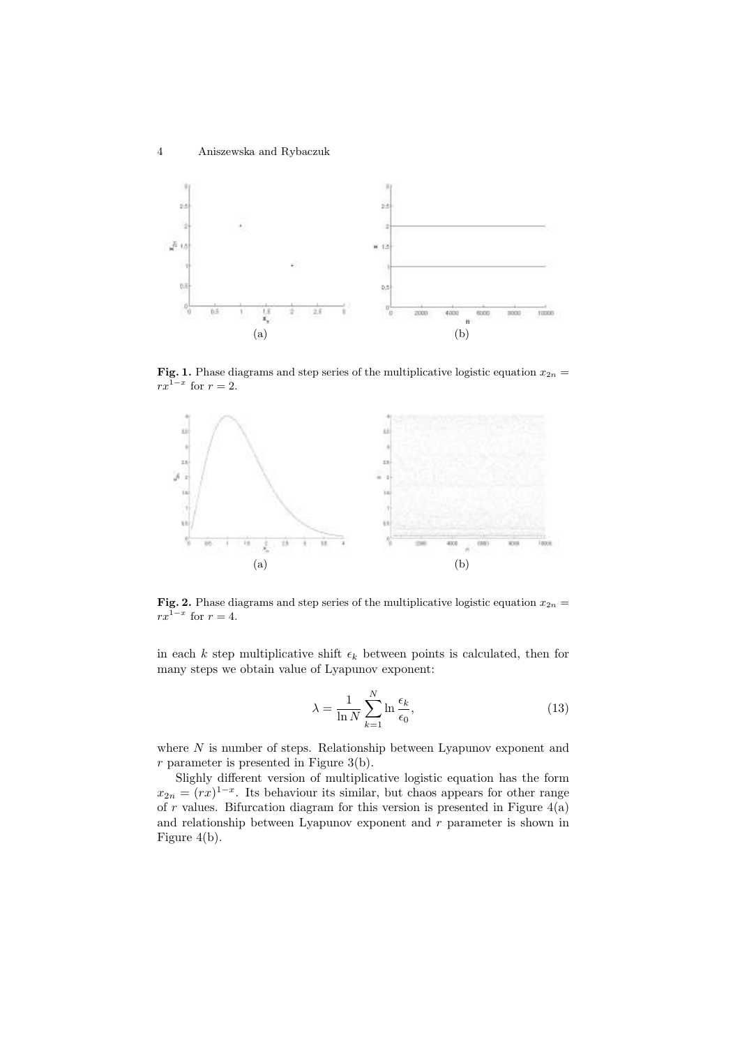**Fig. 1.** Phase diagrams and step series of the multiplicative logistic equation $x_{2n} = rx^{1-x}$ for $r = 2$.

**Fig. 2.** Phase diagrams and step series of the multiplicative logistic equation $x_{2n} = rx^{1-x}$ for $r = 4$.

in each $k$ step multiplicative shift $\epsilon_k$ between points is calculated, then for many steps we obtain value of Lyapunov exponent:

$$\lambda = \frac{1}{\ln N} \sum_{k=1}^{N} \ln \frac{\epsilon_k}{\epsilon_0}, \tag{13}$$

where $N$ is number of steps. Relationship between Lyapunov exponent and $r$ parameter is presented in Figure 3(b).

Slighly different version of multiplicative logistic equation has the form $x_{2n} = (rx)^{1-x}$. Its behaviour its similar, but chaos appears for other range of $r$ values. Bifurcation diagram for this version is presented in Figure 4(a) and relationship between Lyapunov exponent and $r$ parameter is shown in Figure 4(b).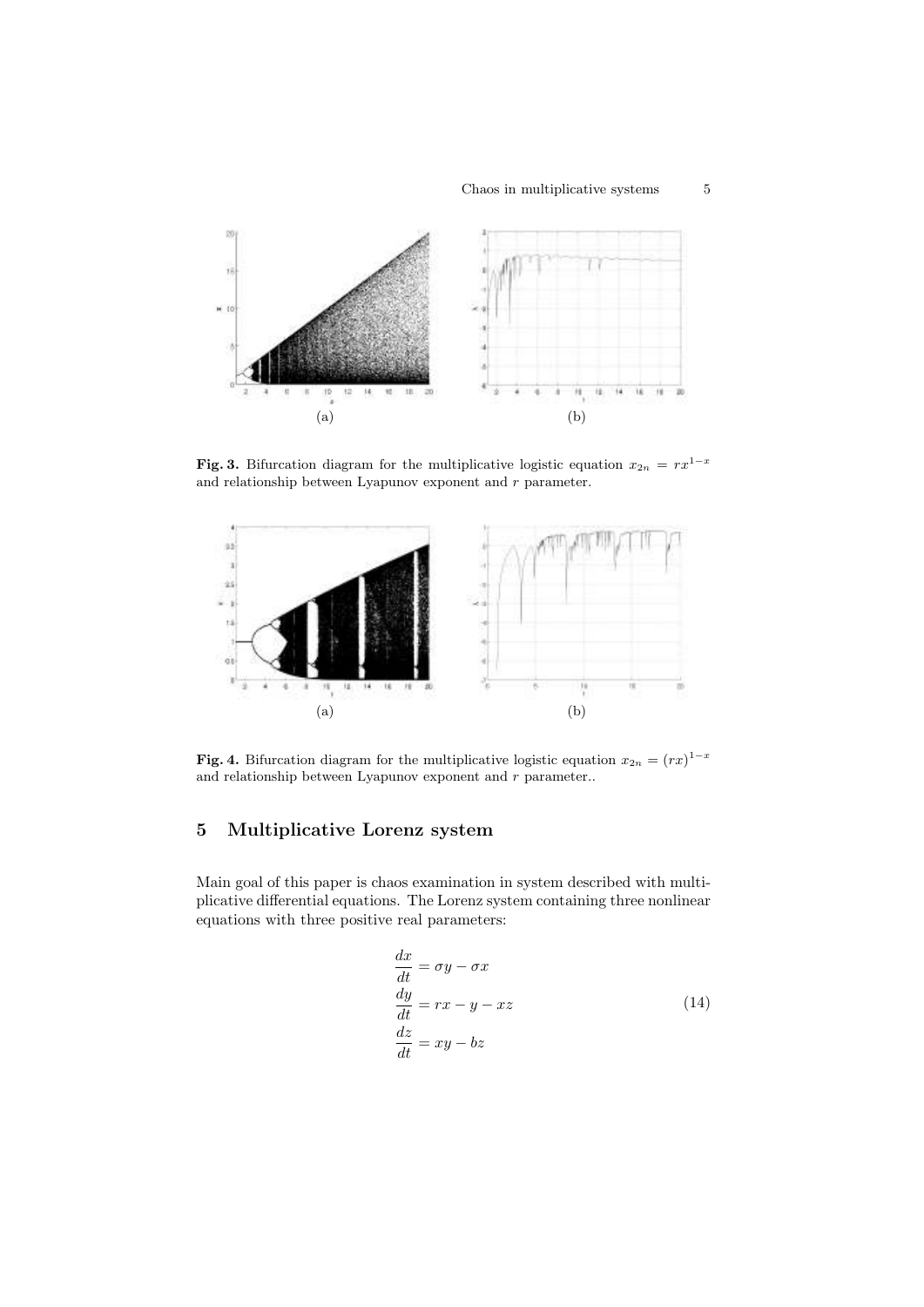(a)

(b)

**Fig. 3.** Bifurcation diagram for the multiplicative logistic equation $x_{2n} = rx^{1-x}$ and relationship between Lyapunov exponent and $r$ parameter.

(a)

(b)

**Fig. 4.** Bifurcation diagram for the multiplicative logistic equation $x_{2n} = (rx)^{1-x}$ and relationship between Lyapunov exponent and $r$ parameter..

## 5 Multiplicative Lorenz system

Main goal of this paper is chaos examination in system described with multiplicative differential equations. The Lorenz system containing three nonlinear equations with three positive real parameters:

$$
\begin{aligned}
\frac{dx}{dt} &= \sigma y - \sigma x \\
\frac{dy}{dt} &= rx - y - xz \\
\frac{dz}{dt} &= xy - bz
\end{aligned}
\tag{14}
$$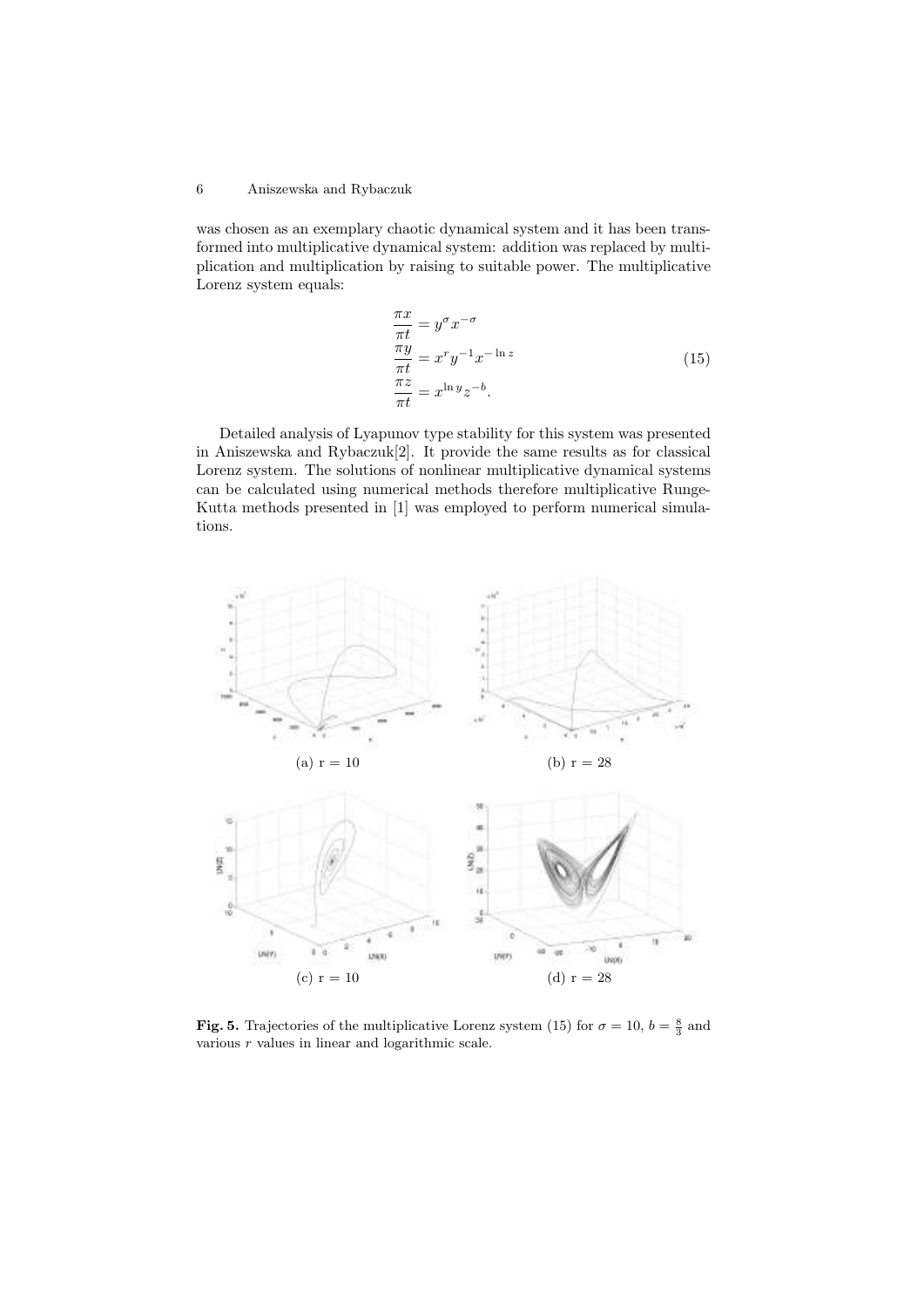was chosen as an exemplary chaotic dynamical system and it has been transformed into multiplicative dynamical system: addition was replaced by multiplication and multiplication by raising to suitable power. The multiplicative Lorenz system equals:

$$
\begin{aligned}
\frac{\pi x}{\pi t} &= y^{\sigma} x^{-\sigma} \\
\frac{\pi y}{\pi t} &= x^{r} y^{-1} x^{-\ln z} \\
\frac{\pi z}{\pi t} &= x^{\ln y} z^{-b}.
\end{aligned}
\tag{15}
$$

Detailed analysis of Lyapunov type stability for this system was presented in Aniszewska and Rybaczuk[2]. It provide the same results as for classical Lorenz system. The solutions of nonlinear multiplicative dynamical systems can be calculated using numerical methods therefore multiplicative Runge-Kutta methods presented in [1] was employed to perform numerical simulations.

(a) r = 10

(b) r = 28

(c) r = 10

(d) r = 28

**Fig. 5.** Trajectories of the multiplicative Lorenz system (15) for $\sigma = 10$, $b = \frac{8}{3}$ and various $r$ values in linear and logarithmic scale.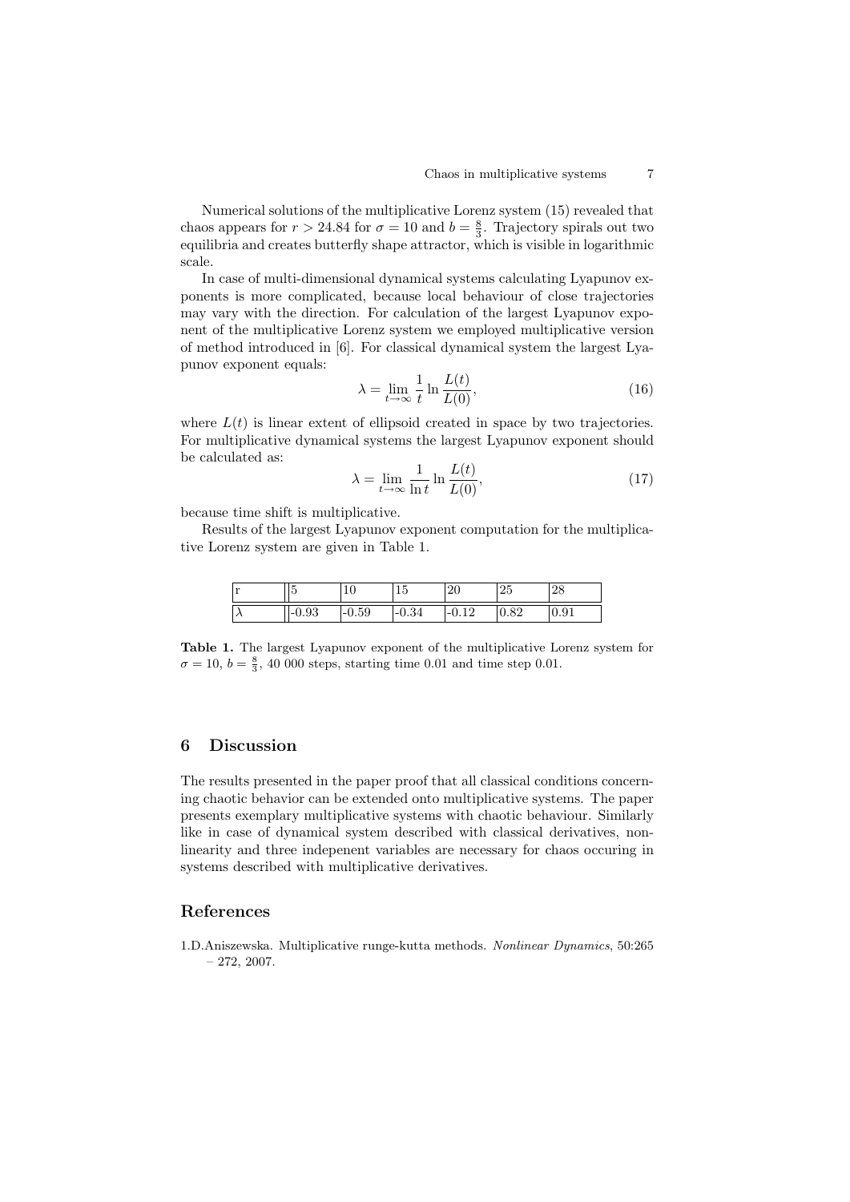Numerical solutions of the multiplicative Lorenz system (15) revealed that chaos appears for $r > 24.84$ for $\sigma = 10$ and $b = \frac{8}{3}$. Trajectory spirals out two equilibria and creates butterfly shape attractor, which is visible in logarithmic scale.

In case of multi-dimensional dynamical systems calculating Lyapunov exponents is more complicated, because local behaviour of close trajectories may vary with the direction. For calculation of the largest Lyapunov exponent of the multiplicative Lorenz system we employed multiplicative version of method introduced in [6]. For classical dynamical system the largest Lyapunov exponent equals:

$$\lambda = \lim_{t \to \infty} \frac{1}{t} \ln \frac{L(t)}{L(0)}, \tag{16}$$

where $L(t)$ is linear extent of ellipsoid created in space by two trajectories. For multiplicative dynamical systems the largest Lyapunov exponent should be calculated as:

$$\lambda = \lim_{t \to \infty} \frac{1}{\ln t} \ln \frac{L(t)}{L(0)}, \tag{17}$$

because time shift is multiplicative.

Results of the largest Lyapunov exponent computation for the multiplicative Lorenz system are given in Table 1.

| r | 5 | 10 | 15 | 20 | 25 | 28 |
|---|---|---|---|---|---|---|
| $\lambda$ | -0.93 | -0.59 | -0.34 | -0.12 | 0.82 | 0.91 |

**Table 1.** The largest Lyapunov exponent of the multiplicative Lorenz system for $\sigma = 10$, $b = \frac{8}{3}$, 40 000 steps, starting time 0.01 and time step 0.01.

## 6 Discussion

The results presented in the paper proof that all classical conditions concerning chaotic behavior can be extended onto multiplicative systems. The paper presents exemplary multiplicative systems with chaotic behaviour. Similarly like in case of dynamical system described with classical derivatives, nonlinearity and three indepenent variables are necessary for chaos occuring in systems described with multiplicative derivatives.

## References

1. D.Aniszewska. Multiplicative runge-kutta methods. *Nonlinear Dynamics*, 50:265 – 272, 2007.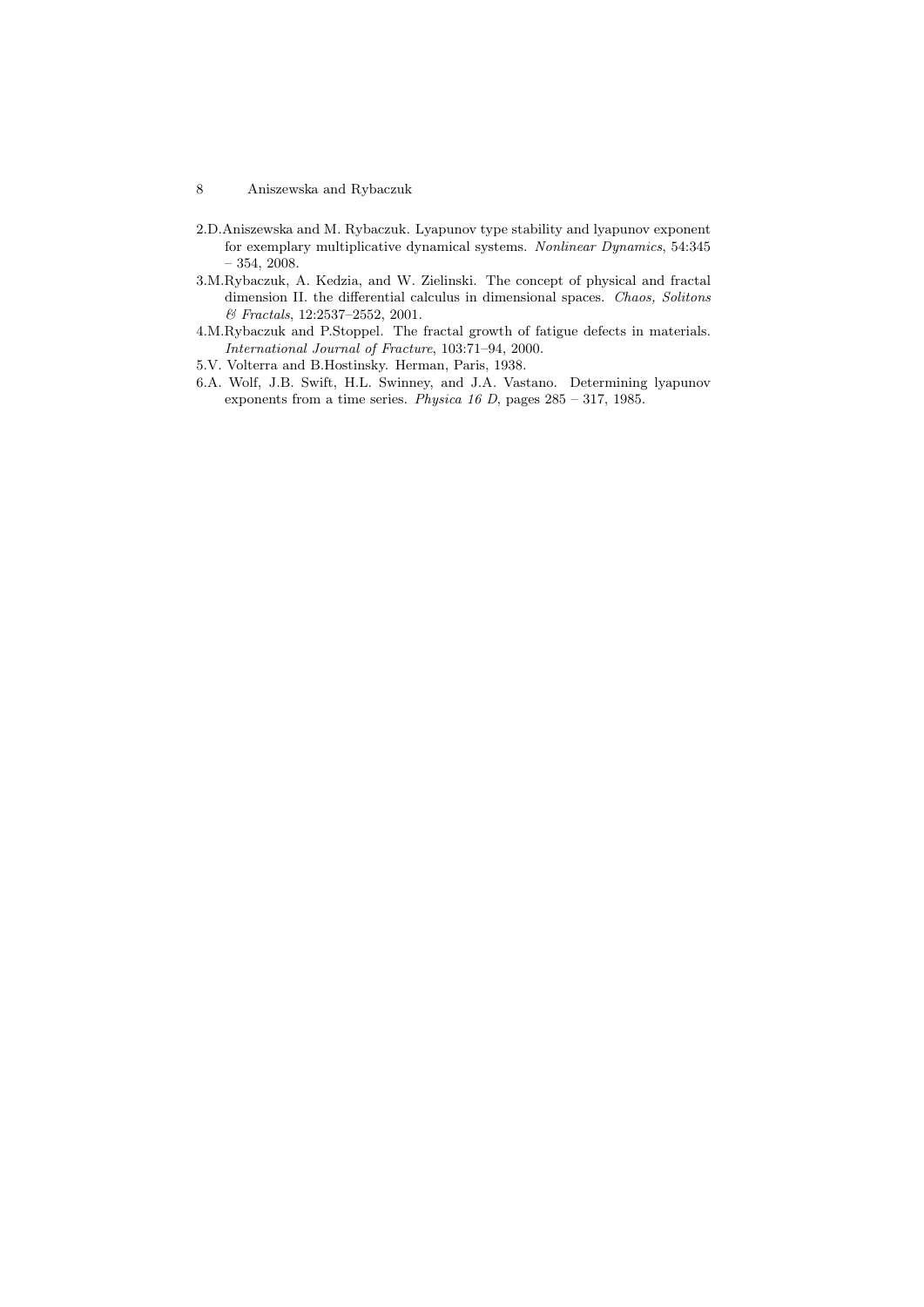2.D.Aniszewska and M. Rybaczuk. Lyapunov type stability and lyapunov exponent for exemplary multiplicative dynamical systems. *Nonlinear Dynamics*, 54:345 – 354, 2008.

3.M.Rybaczuk, A. Kedzia, and W. Zielinski. The concept of physical and fractal dimension II. the differential calculus in dimensional spaces. *Chaos, Solitons & Fractals*, 12:2537–2552, 2001.

4.M.Rybaczuk and P.Stoppel. The fractal growth of fatigue defects in materials. *International Journal of Fracture*, 103:71–94, 2000.

5.V. Volterra and B.Hostinsky. Herman, Paris, 1938.

6.A. Wolf, J.B. Swift, H.L. Swinney, and J.A. Vastano. Determining lyapunov exponents from a time series. *Physica 16 D*, pages 285 – 317, 1985.